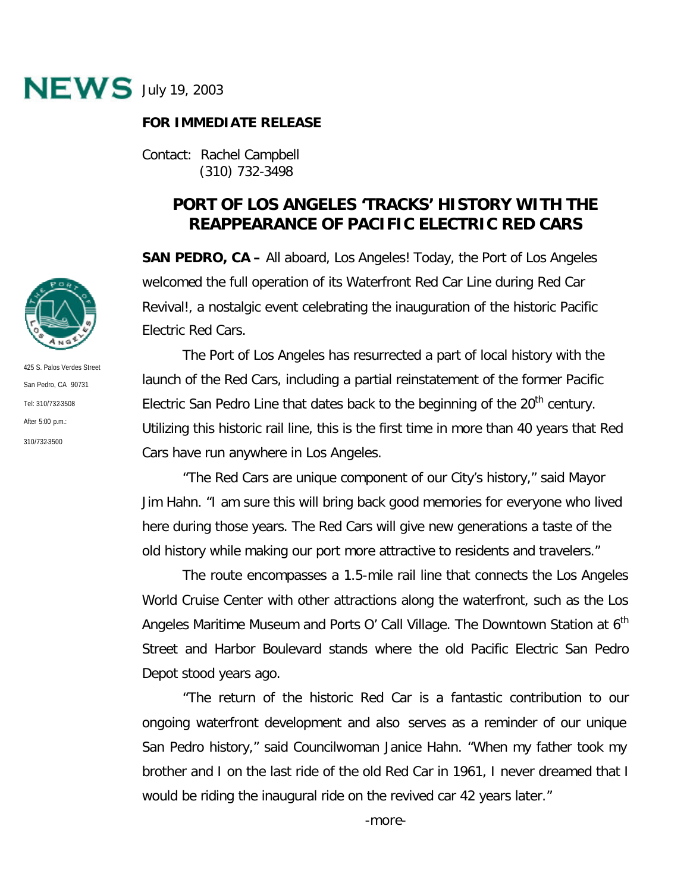**NEWS** July 19, 2003

**FOR IMMEDIATE RELEASE**

Contact: Rachel Campbell
(310) 732-3498

425 S. Palos Verdes Street
San Pedro, CA 90731
Tel: 310/732-3508
After 5:00 p.m.:
310/732-3500

# PORT OF LOS ANGELES 'TRACKS' HISTORY WITH THE REAPPEARANCE OF PACIFIC ELECTRIC RED CARS

**SAN PEDRO, CA –** All aboard, Los Angeles! Today, the Port of Los Angeles welcomed the full operation of its Waterfront Red Car Line during Red Car Revival!, a nostalgic event celebrating the inauguration of the historic Pacific Electric Red Cars.

The Port of Los Angeles has resurrected a part of local history with the launch of the Red Cars, including a partial reinstatement of the former Pacific Electric San Pedro Line that dates back to the beginning of the 20th century. Utilizing this historic rail line, this is the first time in more than 40 years that Red Cars have run anywhere in Los Angeles.

"The Red Cars are unique component of our City's history," said Mayor Jim Hahn. "I am sure this will bring back good memories for everyone who lived here during those years. The Red Cars will give new generations a taste of the old history while making our port more attractive to residents and travelers."

The route encompasses a 1.5-mile rail line that connects the Los Angeles World Cruise Center with other attractions along the waterfront, such as the Los Angeles Maritime Museum and Ports O' Call Village. The Downtown Station at 6th Street and Harbor Boulevard stands where the old Pacific Electric San Pedro Depot stood years ago.

"The return of the historic Red Car is a fantastic contribution to our ongoing waterfront development and also serves as a reminder of our unique San Pedro history," said Councilwoman Janice Hahn. "When my father took my brother and I on the last ride of the old Red Car in 1961, I never dreamed that I would be riding the inaugural ride on the revived car 42 years later."

-more-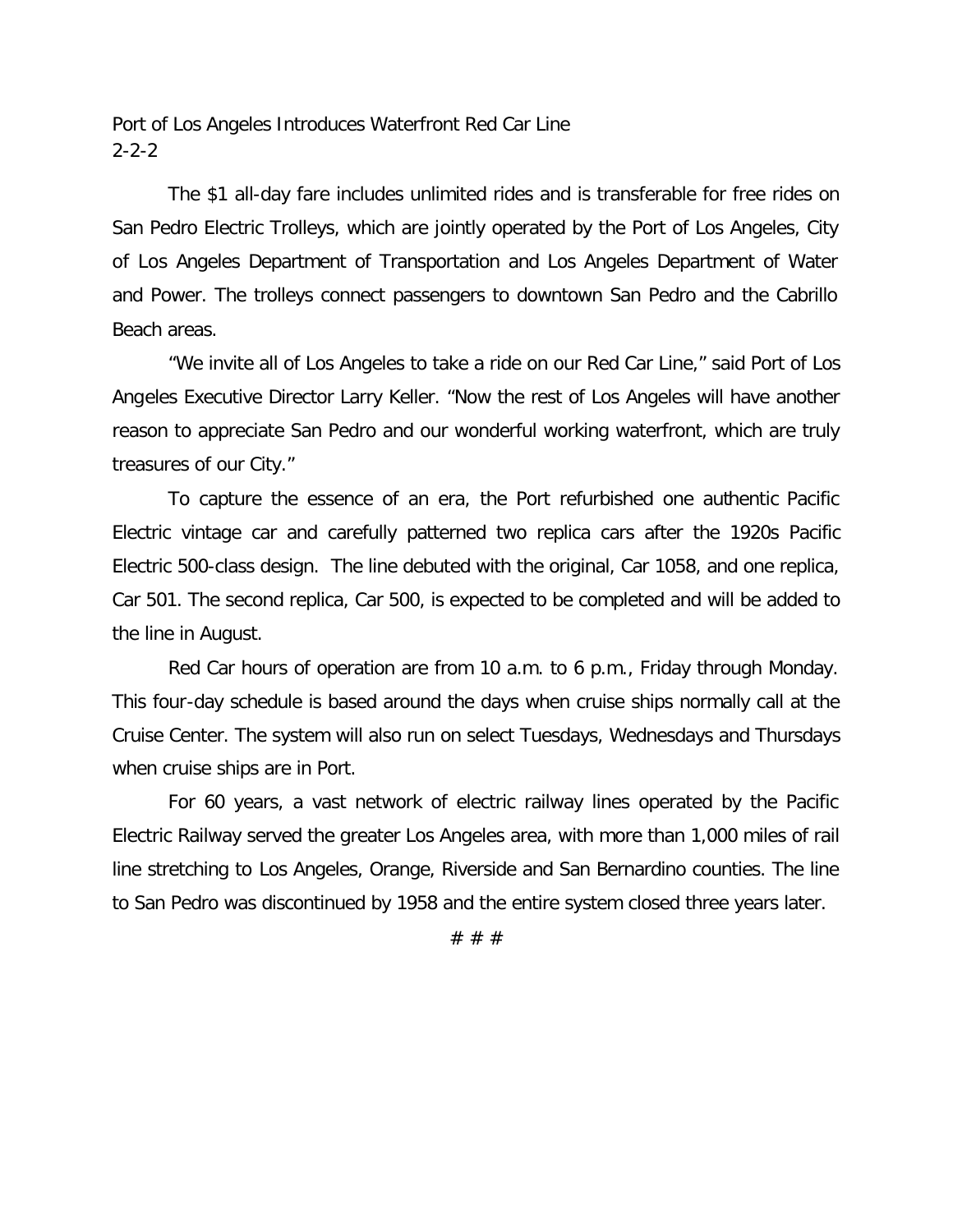The $1 all-day fare includes unlimited rides and is transferable for free rides on San Pedro Electric Trolleys, which are jointly operated by the Port of Los Angeles, City of Los Angeles Department of Transportation and Los Angeles Department of Water and Power. The trolleys connect passengers to downtown San Pedro and the Cabrillo Beach areas.

"We invite all of Los Angeles to take a ride on our Red Car Line," said Port of Los Angeles Executive Director Larry Keller. "Now the rest of Los Angeles will have another reason to appreciate San Pedro and our wonderful working waterfront, which are truly treasures of our City."

To capture the essence of an era, the Port refurbished one authentic Pacific Electric vintage car and carefully patterned two replica cars after the 1920s Pacific Electric 500-class design. The line debuted with the original, Car 1058, and one replica, Car 501. The second replica, Car 500, is expected to be completed and will be added to the line in August.

Red Car hours of operation are from 10 a.m. to 6 p.m., Friday through Monday. This four-day schedule is based around the days when cruise ships normally call at the Cruise Center. The system will also run on select Tuesdays, Wednesdays and Thursdays when cruise ships are in Port.

For 60 years, a vast network of electric railway lines operated by the Pacific Electric Railway served the greater Los Angeles area, with more than 1,000 miles of rail line stretching to Los Angeles, Orange, Riverside and San Bernardino counties. The line to San Pedro was discontinued by 1958 and the entire system closed three years later.

# # #